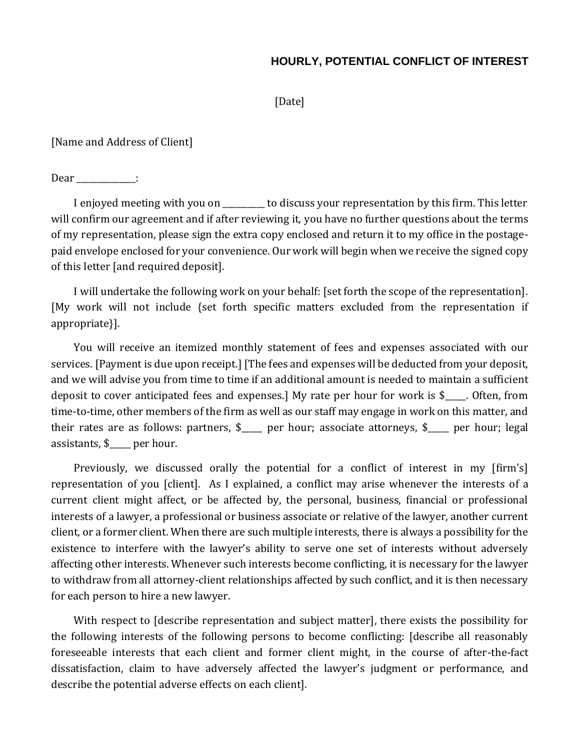**HOURLY, POTENTIAL CONFLICT OF INTEREST**

[Date]

[Name and Address of Client]

Dear _____________:

I enjoyed meeting with you on __________ to discuss your representation by this firm. This letter will confirm our agreement and if after reviewing it, you have no further questions about the terms of my representation, please sign the extra copy enclosed and return it to my office in the postage-paid envelope enclosed for your convenience. Our work will begin when we receive the signed copy of this letter [and required deposit].

I will undertake the following work on your behalf: [set forth the scope of the representation]. [My work will not include {set forth specific matters excluded from the representation if appropriate}].

You will receive an itemized monthly statement of fees and expenses associated with our services. [Payment is due upon receipt.] [The fees and expenses will be deducted from your deposit, and we will advise you from time to time if an additional amount is needed to maintain a sufficient deposit to cover anticipated fees and expenses.] My rate per hour for work is $_____. Often, from time-to-time, other members of the firm as well as our staff may engage in work on this matter, and their rates are as follows: partners, $_____ per hour; associate attorneys, $_____ per hour; legal assistants, $_____ per hour.

Previously, we discussed orally the potential for a conflict of interest in my [firm's] representation of you [client]. As I explained, a conflict may arise whenever the interests of a current client might affect, or be affected by, the personal, business, financial or professional interests of a lawyer, a professional or business associate or relative of the lawyer, another current client, or a former client. When there are such multiple interests, there is always a possibility for the existence to interfere with the lawyer's ability to serve one set of interests without adversely affecting other interests. Whenever such interests become conflicting, it is necessary for the lawyer to withdraw from all attorney-client relationships affected by such conflict, and it is then necessary for each person to hire a new lawyer.

With respect to [describe representation and subject matter], there exists the possibility for the following interests of the following persons to become conflicting: [describe all reasonably foreseeable interests that each client and former client might, in the course of after-the-fact dissatisfaction, claim to have adversely affected the lawyer's judgment or performance, and describe the potential adverse effects on each client].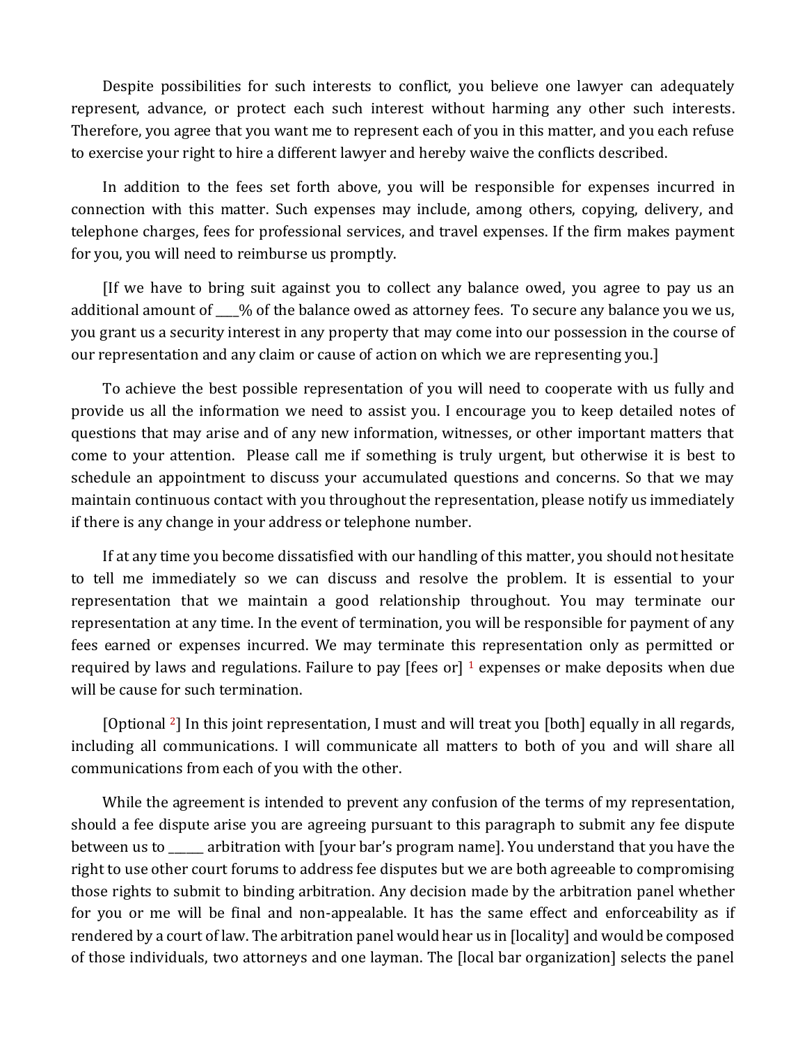Despite possibilities for such interests to conflict, you believe one lawyer can adequately represent, advance, or protect each such interest without harming any other such interests. Therefore, you agree that you want me to represent each of you in this matter, and you each refuse to exercise your right to hire a different lawyer and hereby waive the conflicts described.

In addition to the fees set forth above, you will be responsible for expenses incurred in connection with this matter. Such expenses may include, among others, copying, delivery, and telephone charges, fees for professional services, and travel expenses. If the firm makes payment for you, you will need to reimburse us promptly.

[If we have to bring suit against you to collect any balance owed, you agree to pay us an additional amount of ____% of the balance owed as attorney fees. To secure any balance you we us, you grant us a security interest in any property that may come into our possession in the course of our representation and any claim or cause of action on which we are representing you.]

To achieve the best possible representation of you will need to cooperate with us fully and provide us all the information we need to assist you. I encourage you to keep detailed notes of questions that may arise and of any new information, witnesses, or other important matters that come to your attention. Please call me if something is truly urgent, but otherwise it is best to schedule an appointment to discuss your accumulated questions and concerns. So that we may maintain continuous contact with you throughout the representation, please notify us immediately if there is any change in your address or telephone number.

If at any time you become dissatisfied with our handling of this matter, you should not hesitate to tell me immediately so we can discuss and resolve the problem. It is essential to your representation that we maintain a good relationship throughout. You may terminate our representation at any time. In the event of termination, you will be responsible for payment of any fees earned or expenses incurred. We may terminate this representation only as permitted or required by laws and regulations. Failure to pay [fees or] [1] expenses or make deposits when due will be cause for such termination.

[Optional [2]] In this joint representation, I must and will treat you [both] equally in all regards, including all communications. I will communicate all matters to both of you and will share all communications from each of you with the other.

While the agreement is intended to prevent any confusion of the terms of my representation, should a fee dispute arise you are agreeing pursuant to this paragraph to submit any fee dispute between us to ______ arbitration with [your bar's program name]. You understand that you have the right to use other court forums to address fee disputes but we are both agreeable to compromising those rights to submit to binding arbitration. Any decision made by the arbitration panel whether for you or me will be final and non-appealable. It has the same effect and enforceability as if rendered by a court of law. The arbitration panel would hear us in [locality] and would be composed of those individuals, two attorneys and one layman. The [local bar organization] selects the panel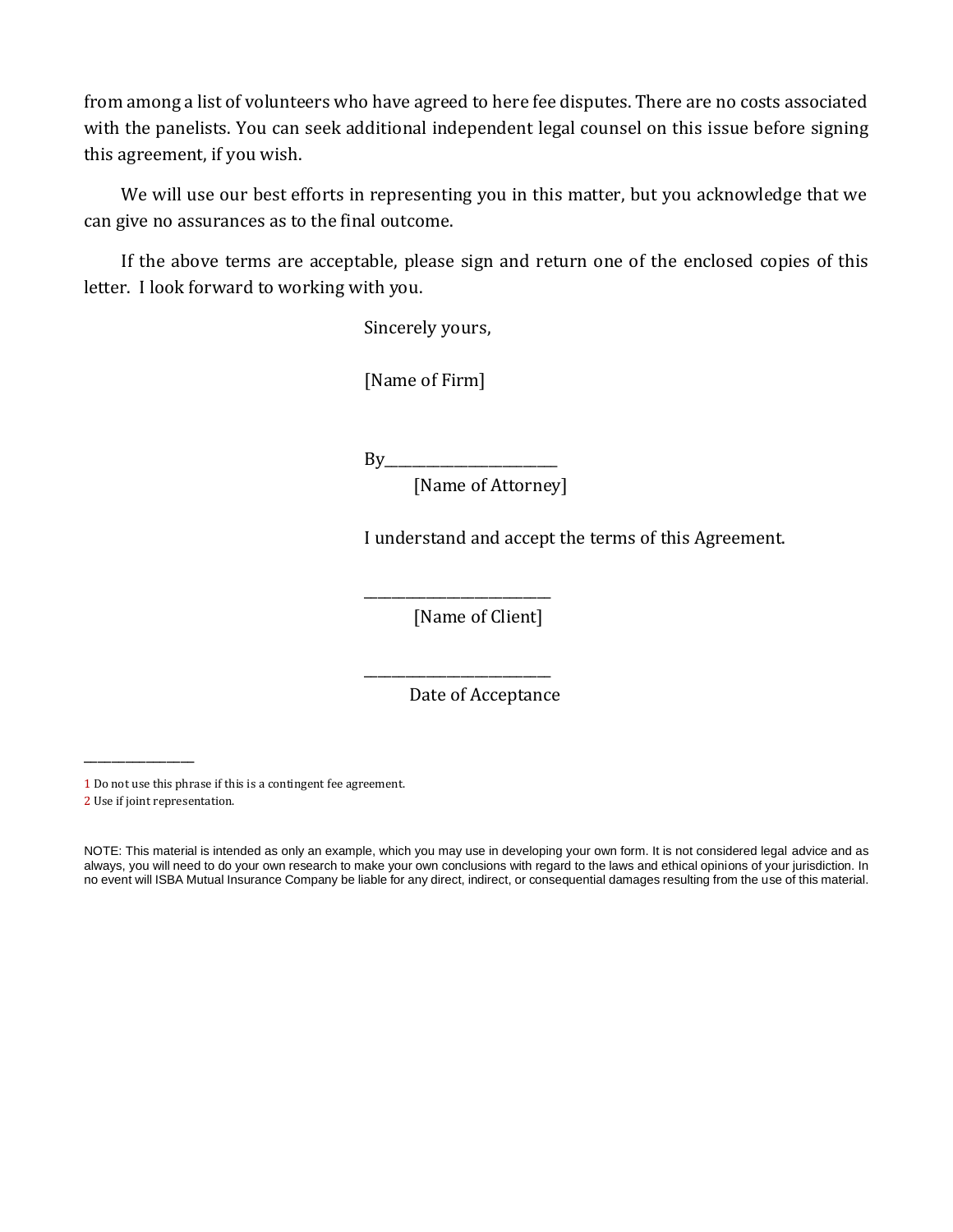from among a list of volunteers who have agreed to here fee disputes. There are no costs associated with the panelists. You can seek additional independent legal counsel on this issue before signing this agreement, if you wish.

We will use our best efforts in representing you in this matter, but you acknowledge that we can give no assurances as to the final outcome.

If the above terms are acceptable, please sign and return one of the enclosed copies of this letter. I look forward to working with you.

Sincerely yours,

[Name of Firm]

By__________________________

[Name of Attorney]

I understand and accept the terms of this Agreement.

__________________________

[Name of Client]

__________________________

Date of Acceptance

________________

1 Do not use this phrase if this is a contingent fee agreement.

2 Use if joint representation.

NOTE: This material is intended as only an example, which you may use in developing your own form. It is not considered legal advice and as always, you will need to do your own research to make your own conclusions with regard to the laws and ethical opinions of your jurisdiction. In no event will ISBA Mutual Insurance Company be liable for any direct, indirect, or consequential damages resulting from the use of this material.